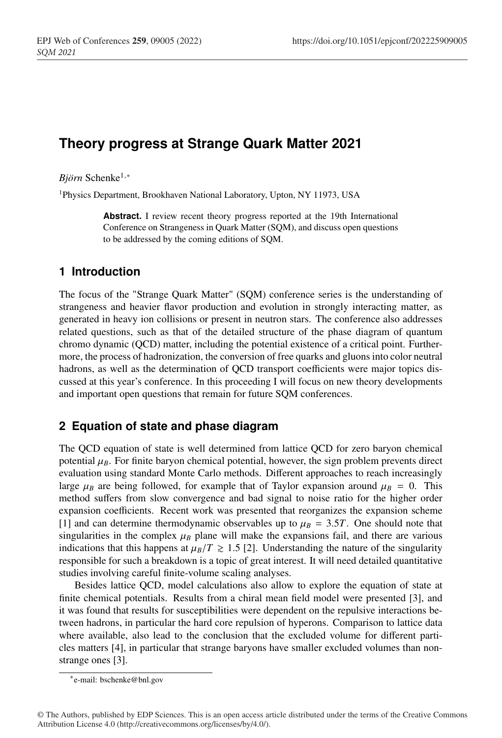# Theory progress at Strange Quark Matter 2021

*Björn* Schenke[1,*]

[1]Physics Department, Brookhaven National Laboratory, Upton, NY 11973, USA

**Abstract.** I review recent theory progress reported at the 19th International Conference on Strangeness in Quark Matter (SQM), and discuss open questions to be addressed by the coming editions of SQM.

## 1 Introduction

The focus of the "Strange Quark Matter" (SQM) conference series is the understanding of strangeness and heavier flavor production and evolution in strongly interacting matter, as generated in heavy ion collisions or present in neutron stars. The conference also addresses related questions, such as that of the detailed structure of the phase diagram of quantum chromo dynamic (QCD) matter, including the potential existence of a critical point. Furthermore, the process of hadronization, the conversion of free quarks and gluons into color neutral hadrons, as well as the determination of QCD transport coefficients were major topics discussed at this year's conference. In this proceeding I will focus on new theory developments and important open questions that remain for future SQM conferences.

## 2 Equation of state and phase diagram

The QCD equation of state is well determined from lattice QCD for zero baryon chemical potential $\mu_B$. For finite baryon chemical potential, however, the sign problem prevents direct evaluation using standard Monte Carlo methods. Different approaches to reach increasingly large $\mu_B$ are being followed, for example that of Taylor expansion around $\mu_B = 0$. This method suffers from slow convergence and bad signal to noise ratio for the higher order expansion coefficients. Recent work was presented that reorganizes the expansion scheme [1] and can determine thermodynamic observables up to $\mu_B = 3.5T$. One should note that singularities in the complex $\mu_B$ plane will make the expansions fail, and there are various indications that this happens at $\mu_B/T \gtrsim 1.5$ [2]. Understanding the nature of the singularity responsible for such a breakdown is a topic of great interest. It will need detailed quantitative studies involving careful finite-volume scaling analyses.

Besides lattice QCD, model calculations also allow to explore the equation of state at finite chemical potentials. Results from a chiral mean field model were presented [3], and it was found that results for susceptibilities were dependent on the repulsive interactions between hadrons, in particular the hard core repulsion of hyperons. Comparison to lattice data where available, also lead to the conclusion that the excluded volume for different particles matters [4], in particular that strange baryons have smaller excluded volumes than non-strange ones [3].

---

*e-mail: bschenke@bnl.gov

© The Authors, published by EDP Sciences. This is an open access article distributed under the terms of the Creative Commons Attribution License 4.0 (http://creativecommons.org/licenses/by/4.0/).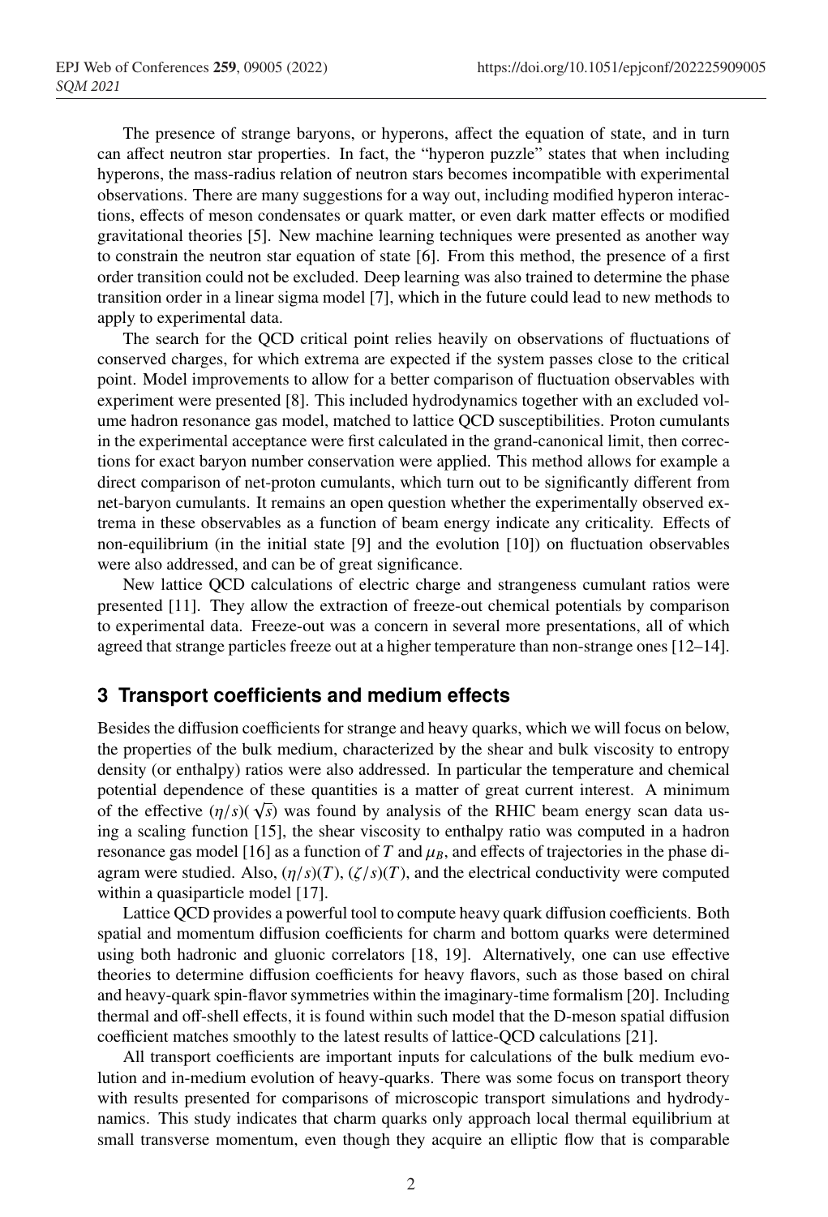The presence of strange baryons, or hyperons, affect the equation of state, and in turn can affect neutron star properties. In fact, the "hyperon puzzle" states that when including hyperons, the mass-radius relation of neutron stars becomes incompatible with experimental observations. There are many suggestions for a way out, including modified hyperon interactions, effects of meson condensates or quark matter, or even dark matter effects or modified gravitational theories [5]. New machine learning techniques were presented as another way to constrain the neutron star equation of state [6]. From this method, the presence of a first order transition could not be excluded. Deep learning was also trained to determine the phase transition order in a linear sigma model [7], which in the future could lead to new methods to apply to experimental data.

The search for the QCD critical point relies heavily on observations of fluctuations of conserved charges, for which extrema are expected if the system passes close to the critical point. Model improvements to allow for a better comparison of fluctuation observables with experiment were presented [8]. This included hydrodynamics together with an excluded volume hadron resonance gas model, matched to lattice QCD susceptibilities. Proton cumulants in the experimental acceptance were first calculated in the grand-canonical limit, then corrections for exact baryon number conservation were applied. This method allows for example a direct comparison of net-proton cumulants, which turn out to be significantly different from net-baryon cumulants. It remains an open question whether the experimentally observed extrema in these observables as a function of beam energy indicate any criticality. Effects of non-equilibrium (in the initial state [9] and the evolution [10]) on fluctuation observables were also addressed, and can be of great significance.

New lattice QCD calculations of electric charge and strangeness cumulant ratios were presented [11]. They allow the extraction of freeze-out chemical potentials by comparison to experimental data. Freeze-out was a concern in several more presentations, all of which agreed that strange particles freeze out at a higher temperature than non-strange ones [12–14].

## 3 Transport coefficients and medium effects

Besides the diffusion coefficients for strange and heavy quarks, which we will focus on below, the properties of the bulk medium, characterized by the shear and bulk viscosity to entropy density (or enthalpy) ratios were also addressed. In particular the temperature and chemical potential dependence of these quantities is a matter of great current interest. A minimum of the effective $(\eta/s)(\sqrt{s})$ was found by analysis of the RHIC beam energy scan data using a scaling function [15], the shear viscosity to enthalpy ratio was computed in a hadron resonance gas model [16] as a function of $T$ and $\mu_B$, and effects of trajectories in the phase diagram were studied. Also, $(\eta/s)(T)$, $(\zeta/s)(T)$, and the electrical conductivity were computed within a quasiparticle model [17].

Lattice QCD provides a powerful tool to compute heavy quark diffusion coefficients. Both spatial and momentum diffusion coefficients for charm and bottom quarks were determined using both hadronic and gluonic correlators [18, 19]. Alternatively, one can use effective theories to determine diffusion coefficients for heavy flavors, such as those based on chiral and heavy-quark spin-flavor symmetries within the imaginary-time formalism [20]. Including thermal and off-shell effects, it is found within such model that the D-meson spatial diffusion coefficient matches smoothly to the latest results of lattice-QCD calculations [21].

All transport coefficients are important inputs for calculations of the bulk medium evolution and in-medium evolution of heavy-quarks. There was some focus on transport theory with results presented for comparisons of microscopic transport simulations and hydrodynamics. This study indicates that charm quarks only approach local thermal equilibrium at small transverse momentum, even though they acquire an elliptic flow that is comparable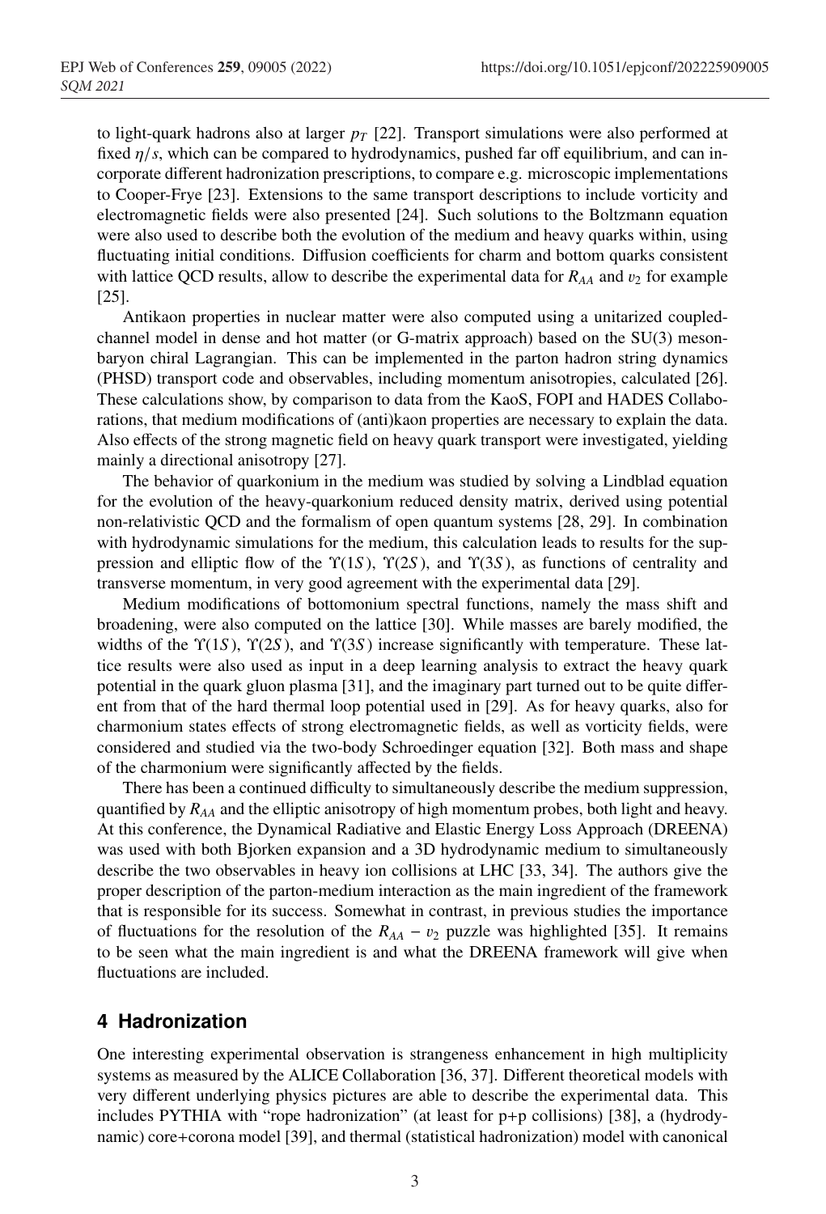to light-quark hadrons also at larger $p_T$ [22]. Transport simulations were also performed at fixed $\eta/s$, which can be compared to hydrodynamics, pushed far off equilibrium, and can incorporate different hadronization prescriptions, to compare e.g. microscopic implementations to Cooper-Frye [23]. Extensions to the same transport descriptions to include vorticity and electromagnetic fields were also presented [24]. Such solutions to the Boltzmann equation were also used to describe both the evolution of the medium and heavy quarks within, using fluctuating initial conditions. Diffusion coefficients for charm and bottom quarks consistent with lattice QCD results, allow to describe the experimental data for $R_{AA}$ and $v_2$ for example [25].

Antikaon properties in nuclear matter were also computed using a unitarized coupled-channel model in dense and hot matter (or G-matrix approach) based on the SU(3) meson-baryon chiral Lagrangian. This can be implemented in the parton hadron string dynamics (PHSD) transport code and observables, including momentum anisotropies, calculated [26]. These calculations show, by comparison to data from the KaoS, FOPI and HADES Collaborations, that medium modifications of (anti)kaon properties are necessary to explain the data. Also effects of the strong magnetic field on heavy quark transport were investigated, yielding mainly a directional anisotropy [27].

The behavior of quarkonium in the medium was studied by solving a Lindblad equation for the evolution of the heavy-quarkonium reduced density matrix, derived using potential non-relativistic QCD and the formalism of open quantum systems [28, 29]. In combination with hydrodynamic simulations for the medium, this calculation leads to results for the suppression and elliptic flow of the $\Upsilon(1S)$, $\Upsilon(2S)$, and $\Upsilon(3S)$, as functions of centrality and transverse momentum, in very good agreement with the experimental data [29].

Medium modifications of bottomonium spectral functions, namely the mass shift and broadening, were also computed on the lattice [30]. While masses are barely modified, the widths of the $\Upsilon(1S)$, $\Upsilon(2S)$, and $\Upsilon(3S)$ increase significantly with temperature. These lattice results were also used as input in a deep learning analysis to extract the heavy quark potential in the quark gluon plasma [31], and the imaginary part turned out to be quite different from that of the hard thermal loop potential used in [29]. As for heavy quarks, also for charmonium states effects of strong electromagnetic fields, as well as vorticity fields, were considered and studied via the two-body Schroedinger equation [32]. Both mass and shape of the charmonium were significantly affected by the fields.

There has been a continued difficulty to simultaneously describe the medium suppression, quantified by $R_{AA}$ and the elliptic anisotropy of high momentum probes, both light and heavy. At this conference, the Dynamical Radiative and Elastic Energy Loss Approach (DREENA) was used with both Bjorken expansion and a 3D hydrodynamic medium to simultaneously describe the two observables in heavy ion collisions at LHC [33, 34]. The authors give the proper description of the parton-medium interaction as the main ingredient of the framework that is responsible for its success. Somewhat in contrast, in previous studies the importance of fluctuations for the resolution of the $R_{AA} - v_2$ puzzle was highlighted [35]. It remains to be seen what the main ingredient is and what the DREENA framework will give when fluctuations are included.

## 4 Hadronization

One interesting experimental observation is strangeness enhancement in high multiplicity systems as measured by the ALICE Collaboration [36, 37]. Different theoretical models with very different underlying physics pictures are able to describe the experimental data. This includes PYTHIA with "rope hadronization" (at least for p+p collisions) [38], a (hydrodynamic) core+corona model [39], and thermal (statistical hadronization) model with canonical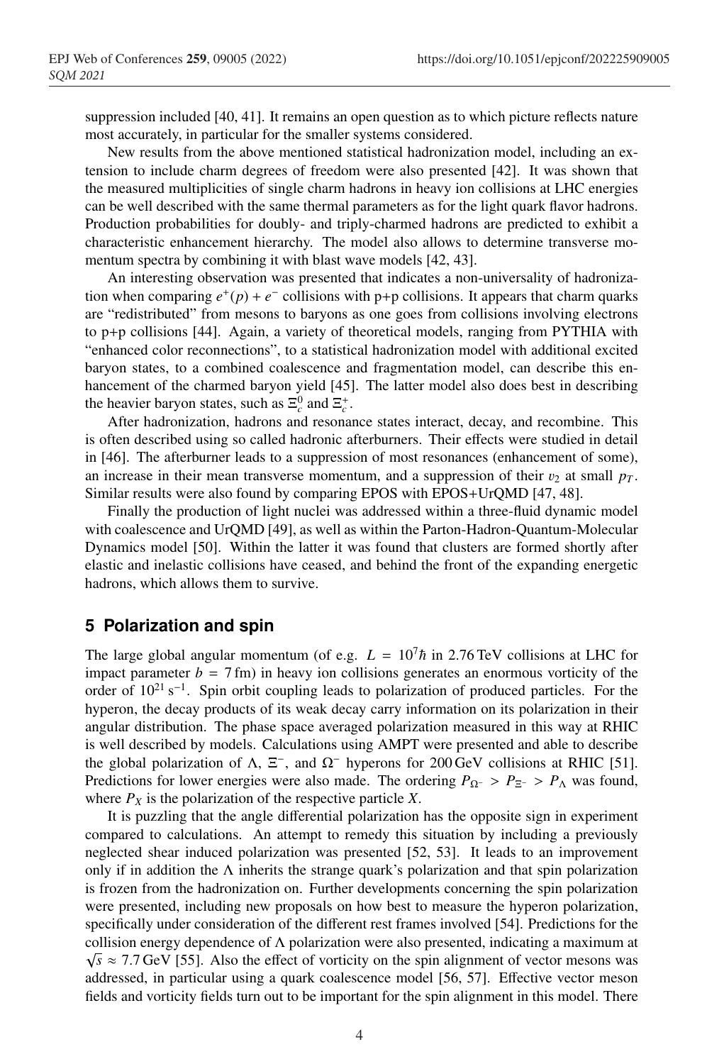suppression included [40, 41]. It remains an open question as to which picture reflects nature most accurately, in particular for the smaller systems considered.

New results from the above mentioned statistical hadronization model, including an extension to include charm degrees of freedom were also presented [42]. It was shown that the measured multiplicities of single charm hadrons in heavy ion collisions at LHC energies can be well described with the same thermal parameters as for the light quark flavor hadrons. Production probabilities for doubly- and triply-charmed hadrons are predicted to exhibit a characteristic enhancement hierarchy. The model also allows to determine transverse momentum spectra by combining it with blast wave models [42, 43].

An interesting observation was presented that indicates a non-universality of hadronization when comparing $e^+(p) + e^-$ collisions with p+p collisions. It appears that charm quarks are "redistributed" from mesons to baryons as one goes from collisions involving electrons to p+p collisions [44]. Again, a variety of theoretical models, ranging from PYTHIA with "enhanced color reconnections", to a statistical hadronization model with additional excited baryon states, to a combined coalescence and fragmentation model, can describe this enhancement of the charmed baryon yield [45]. The latter model also does best in describing the heavier baryon states, such as $\Xi_c^0$ and $\Xi_c^+$.

After hadronization, hadrons and resonance states interact, decay, and recombine. This is often described using so called hadronic afterburners. Their effects were studied in detail in [46]. The afterburner leads to a suppression of most resonances (enhancement of some), an increase in their mean transverse momentum, and a suppression of their $v_2$ at small $p_T$. Similar results were also found by comparing EPOS with EPOS+UrQMD [47, 48].

Finally the production of light nuclei was addressed within a three-fluid dynamic model with coalescence and UrQMD [49], as well as within the Parton-Hadron-Quantum-Molecular Dynamics model [50]. Within the latter it was found that clusters are formed shortly after elastic and inelastic collisions have ceased, and behind the front of the expanding energetic hadrons, which allows them to survive.

## 5 Polarization and spin

The large global angular momentum (of e.g. $L = 10^7\hbar$ in 2.76 TeV collisions at LHC for impact parameter $b = 7$ fm) in heavy ion collisions generates an enormous vorticity of the order of $10^{21}\,\mathrm{s}^{-1}$. Spin orbit coupling leads to polarization of produced particles. For the hyperon, the decay products of its weak decay carry information on its polarization in their angular distribution. The phase space averaged polarization measured in this way at RHIC is well described by models. Calculations using AMPT were presented and able to describe the global polarization of $\Lambda$, $\Xi^-$, and $\Omega^-$ hyperons for 200 GeV collisions at RHIC [51]. Predictions for lower energies were also made. The ordering $P_{\Omega^-} > P_{\Xi^-} > P_\Lambda$ was found, where $P_X$ is the polarization of the respective particle $X$.

It is puzzling that the angle differential polarization has the opposite sign in experiment compared to calculations. An attempt to remedy this situation by including a previously neglected shear induced polarization was presented [52, 53]. It leads to an improvement only if in addition the $\Lambda$ inherits the strange quark's polarization and that spin polarization is frozen from the hadronization on. Further developments concerning the spin polarization were presented, including new proposals on how best to measure the hyperon polarization, specifically under consideration of the different rest frames involved [54]. Predictions for the collision energy dependence of $\Lambda$ polarization were also presented, indicating a maximum at $\sqrt{s} \approx 7.7$ GeV [55]. Also the effect of vorticity on the spin alignment of vector mesons was addressed, in particular using a quark coalescence model [56, 57]. Effective vector meson fields and vorticity fields turn out to be important for the spin alignment in this model. There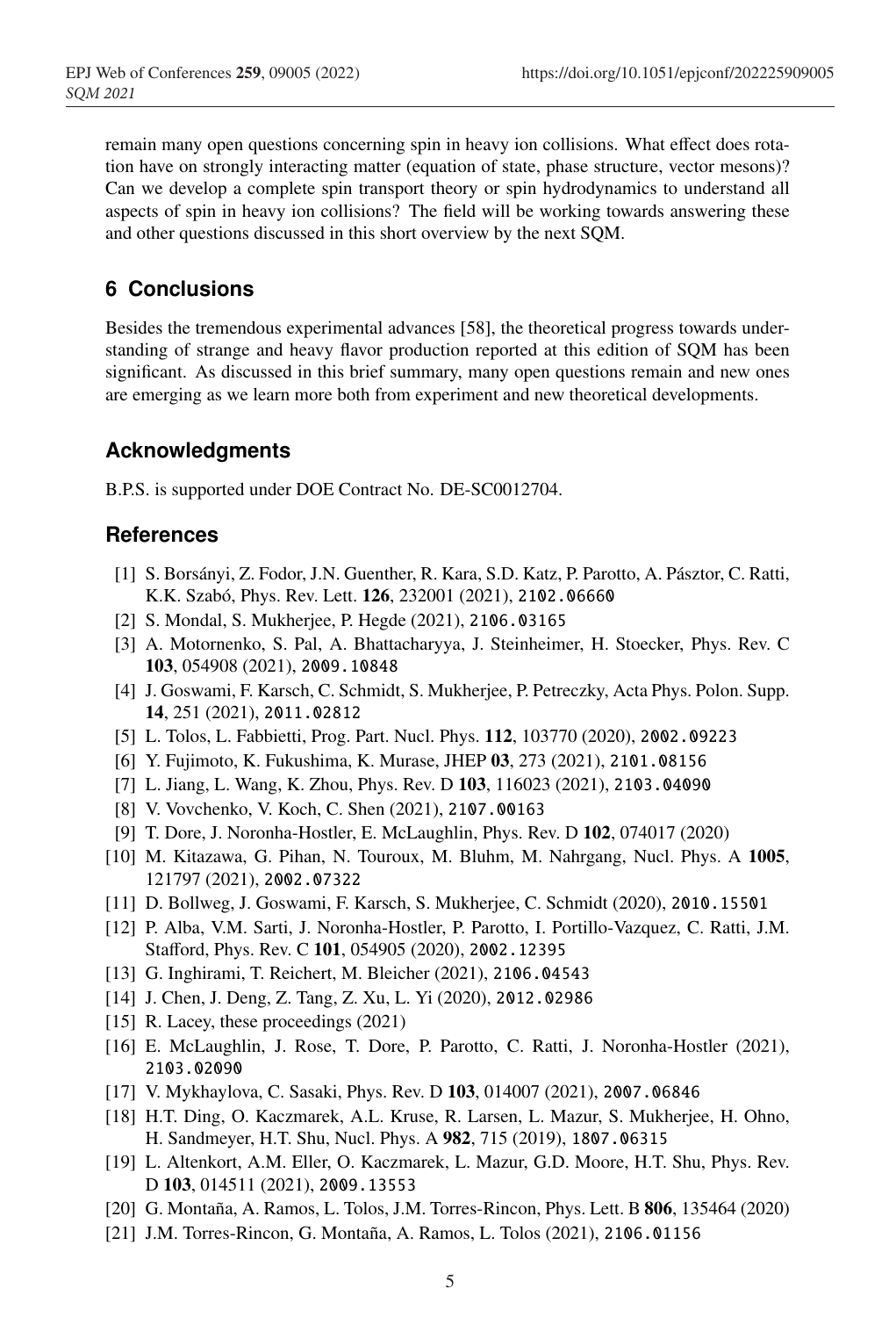remain many open questions concerning spin in heavy ion collisions. What effect does rotation have on strongly interacting matter (equation of state, phase structure, vector mesons)? Can we develop a complete spin transport theory or spin hydrodynamics to understand all aspects of spin in heavy ion collisions? The field will be working towards answering these and other questions discussed in this short overview by the next SQM.

## 6 Conclusions

Besides the tremendous experimental advances [58], the theoretical progress towards understanding of strange and heavy flavor production reported at this edition of SQM has been significant. As discussed in this brief summary, many open questions remain and new ones are emerging as we learn more both from experiment and new theoretical developments.

## Acknowledgments

B.P.S. is supported under DOE Contract No. DE-SC0012704.

## References

[1] S. Borsányi, Z. Fodor, J.N. Guenther, R. Kara, S.D. Katz, P. Parotto, A. Pásztor, C. Ratti, K.K. Szabó, Phys. Rev. Lett. **126**, 232001 (2021), 2102.06660

[2] S. Mondal, S. Mukherjee, P. Hegde (2021), 2106.03165

[3] A. Motornenko, S. Pal, A. Bhattacharyya, J. Steinheimer, H. Stoecker, Phys. Rev. C **103**, 054908 (2021), 2009.10848

[4] J. Goswami, F. Karsch, C. Schmidt, S. Mukherjee, P. Petreczky, Acta Phys. Polon. Supp. **14**, 251 (2021), 2011.02812

[5] L. Tolos, L. Fabbietti, Prog. Part. Nucl. Phys. **112**, 103770 (2020), 2002.09223

[6] Y. Fujimoto, K. Fukushima, K. Murase, JHEP **03**, 273 (2021), 2101.08156

[7] L. Jiang, L. Wang, K. Zhou, Phys. Rev. D **103**, 116023 (2021), 2103.04090

[8] V. Vovchenko, V. Koch, C. Shen (2021), 2107.00163

[9] T. Dore, J. Noronha-Hostler, E. McLaughlin, Phys. Rev. D **102**, 074017 (2020)

[10] M. Kitazawa, G. Pihan, N. Touroux, M. Bluhm, M. Nahrgang, Nucl. Phys. A **1005**, 121797 (2021), 2002.07322

[11] D. Bollweg, J. Goswami, F. Karsch, S. Mukherjee, C. Schmidt (2020), 2010.15501

[12] P. Alba, V.M. Sarti, J. Noronha-Hostler, P. Parotto, I. Portillo-Vazquez, C. Ratti, J.M. Stafford, Phys. Rev. C **101**, 054905 (2020), 2002.12395

[13] G. Inghirami, T. Reichert, M. Bleicher (2021), 2106.04543

[14] J. Chen, J. Deng, Z. Tang, Z. Xu, L. Yi (2020), 2012.02986

[15] R. Lacey, these proceedings (2021)

[16] E. McLaughlin, J. Rose, T. Dore, P. Parotto, C. Ratti, J. Noronha-Hostler (2021), 2103.02090

[17] V. Mykhaylova, C. Sasaki, Phys. Rev. D **103**, 014007 (2021), 2007.06846

[18] H.T. Ding, O. Kaczmarek, A.L. Kruse, R. Larsen, L. Mazur, S. Mukherjee, H. Ohno, H. Sandmeyer, H.T. Shu, Nucl. Phys. A **982**, 715 (2019), 1807.06315

[19] L. Altenkort, A.M. Eller, O. Kaczmarek, L. Mazur, G.D. Moore, H.T. Shu, Phys. Rev. D **103**, 014511 (2021), 2009.13553

[20] G. Montaña, A. Ramos, L. Tolos, J.M. Torres-Rincon, Phys. Lett. B **806**, 135464 (2020)

[21] J.M. Torres-Rincon, G. Montaña, A. Ramos, L. Tolos (2021), 2106.01156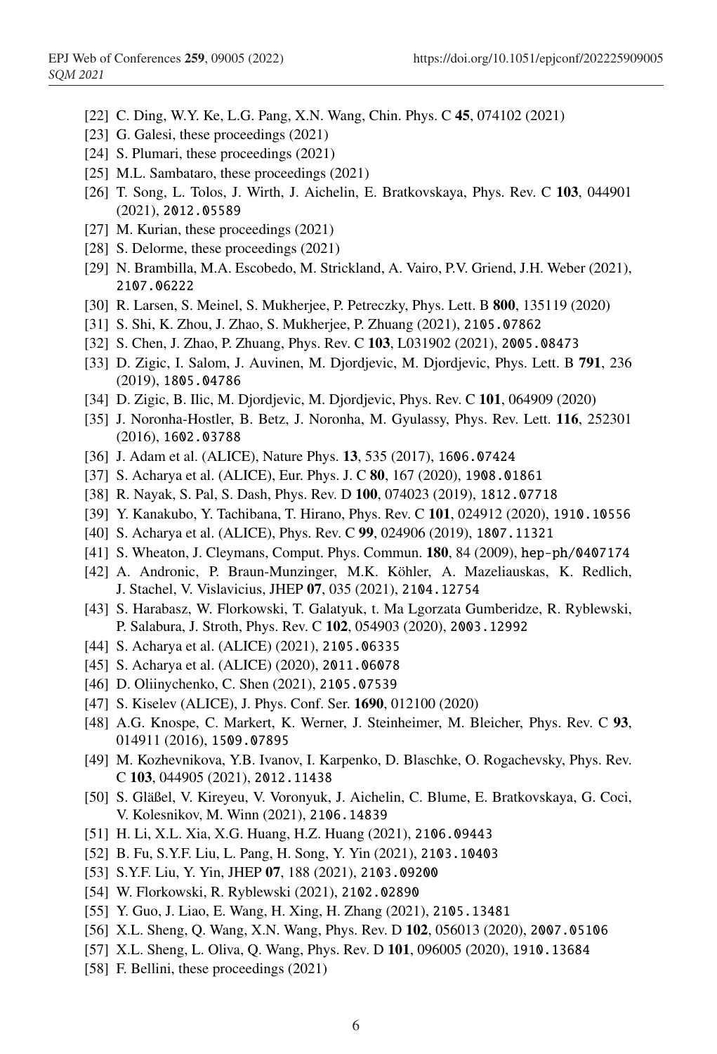[22] C. Ding, W.Y. Ke, L.G. Pang, X.N. Wang, Chin. Phys. C **45**, 074102 (2021)

[23] G. Galesi, these proceedings (2021)

[24] S. Plumari, these proceedings (2021)

[25] M.L. Sambataro, these proceedings (2021)

[26] T. Song, L. Tolos, J. Wirth, J. Aichelin, E. Bratkovskaya, Phys. Rev. C **103**, 044901 (2021), 2012.05589

[27] M. Kurian, these proceedings (2021)

[28] S. Delorme, these proceedings (2021)

[29] N. Brambilla, M.A. Escobedo, M. Strickland, A. Vairo, P.V. Griend, J.H. Weber (2021), 2107.06222

[30] R. Larsen, S. Meinel, S. Mukherjee, P. Petreczky, Phys. Lett. B **800**, 135119 (2020)

[31] S. Shi, K. Zhou, J. Zhao, S. Mukherjee, P. Zhuang (2021), 2105.07862

[32] S. Chen, J. Zhao, P. Zhuang, Phys. Rev. C **103**, L031902 (2021), 2005.08473

[33] D. Zigic, I. Salom, J. Auvinen, M. Djordjevic, M. Djordjevic, Phys. Lett. B **791**, 236 (2019), 1805.04786

[34] D. Zigic, B. Ilic, M. Djordjevic, M. Djordjevic, Phys. Rev. C **101**, 064909 (2020)

[35] J. Noronha-Hostler, B. Betz, J. Noronha, M. Gyulassy, Phys. Rev. Lett. **116**, 252301 (2016), 1602.03788

[36] J. Adam et al. (ALICE), Nature Phys. **13**, 535 (2017), 1606.07424

[37] S. Acharya et al. (ALICE), Eur. Phys. J. C **80**, 167 (2020), 1908.01861

[38] R. Nayak, S. Pal, S. Dash, Phys. Rev. D **100**, 074023 (2019), 1812.07718

[39] Y. Kanakubo, Y. Tachibana, T. Hirano, Phys. Rev. C **101**, 024912 (2020), 1910.10556

[40] S. Acharya et al. (ALICE), Phys. Rev. C **99**, 024906 (2019), 1807.11321

[41] S. Wheaton, J. Cleymans, Comput. Phys. Commun. **180**, 84 (2009), hep-ph/0407174

[42] A. Andronic, P. Braun-Munzinger, M.K. Köhler, A. Mazeliauskas, K. Redlich, J. Stachel, V. Vislavicius, JHEP **07**, 035 (2021), 2104.12754

[43] S. Harabasz, W. Florkowski, T. Galatyuk, t. Ma Lgorzata Gumberidze, R. Ryblewski, P. Salabura, J. Stroth, Phys. Rev. C **102**, 054903 (2020), 2003.12992

[44] S. Acharya et al. (ALICE) (2021), 2105.06335

[45] S. Acharya et al. (ALICE) (2020), 2011.06078

[46] D. Oliinychenko, C. Shen (2021), 2105.07539

[47] S. Kiselev (ALICE), J. Phys. Conf. Ser. **1690**, 012100 (2020)

[48] A.G. Knospe, C. Markert, K. Werner, J. Steinheimer, M. Bleicher, Phys. Rev. C **93**, 014911 (2016), 1509.07895

[49] M. Kozhevnikova, Y.B. Ivanov, I. Karpenko, D. Blaschke, O. Rogachevsky, Phys. Rev. C **103**, 044905 (2021), 2012.11438

[50] S. Gläßel, V. Kireyeu, V. Voronyuk, J. Aichelin, C. Blume, E. Bratkovskaya, G. Coci, V. Kolesnikov, M. Winn (2021), 2106.14839

[51] H. Li, X.L. Xia, X.G. Huang, H.Z. Huang (2021), 2106.09443

[52] B. Fu, S.Y.F. Liu, L. Pang, H. Song, Y. Yin (2021), 2103.10403

[53] S.Y.F. Liu, Y. Yin, JHEP **07**, 188 (2021), 2103.09200

[54] W. Florkowski, R. Ryblewski (2021), 2102.02890

[55] Y. Guo, J. Liao, E. Wang, H. Xing, H. Zhang (2021), 2105.13481

[56] X.L. Sheng, Q. Wang, X.N. Wang, Phys. Rev. D **102**, 056013 (2020), 2007.05106

[57] X.L. Sheng, L. Oliva, Q. Wang, Phys. Rev. D **101**, 096005 (2020), 1910.13684

[58] F. Bellini, these proceedings (2021)